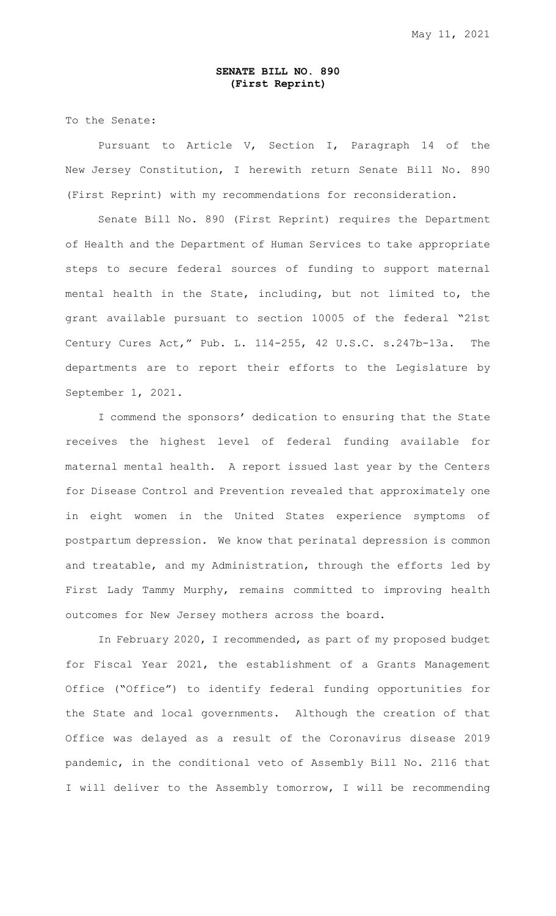May 11, 2021

**SENATE BILL NO. 890**
**(First Reprint)**

To the Senate:

Pursuant to Article V, Section I, Paragraph 14 of the New Jersey Constitution, I herewith return Senate Bill No. 890 (First Reprint) with my recommendations for reconsideration.

Senate Bill No. 890 (First Reprint) requires the Department of Health and the Department of Human Services to take appropriate steps to secure federal sources of funding to support maternal mental health in the State, including, but not limited to, the grant available pursuant to section 10005 of the federal "21st Century Cures Act," Pub. L. 114-255, 42 U.S.C. s.247b-13a. The departments are to report their efforts to the Legislature by September 1, 2021.

I commend the sponsors' dedication to ensuring that the State receives the highest level of federal funding available for maternal mental health. A report issued last year by the Centers for Disease Control and Prevention revealed that approximately one in eight women in the United States experience symptoms of postpartum depression. We know that perinatal depression is common and treatable, and my Administration, through the efforts led by First Lady Tammy Murphy, remains committed to improving health outcomes for New Jersey mothers across the board.

In February 2020, I recommended, as part of my proposed budget for Fiscal Year 2021, the establishment of a Grants Management Office ("Office") to identify federal funding opportunities for the State and local governments. Although the creation of that Office was delayed as a result of the Coronavirus disease 2019 pandemic, in the conditional veto of Assembly Bill No. 2116 that I will deliver to the Assembly tomorrow, I will be recommending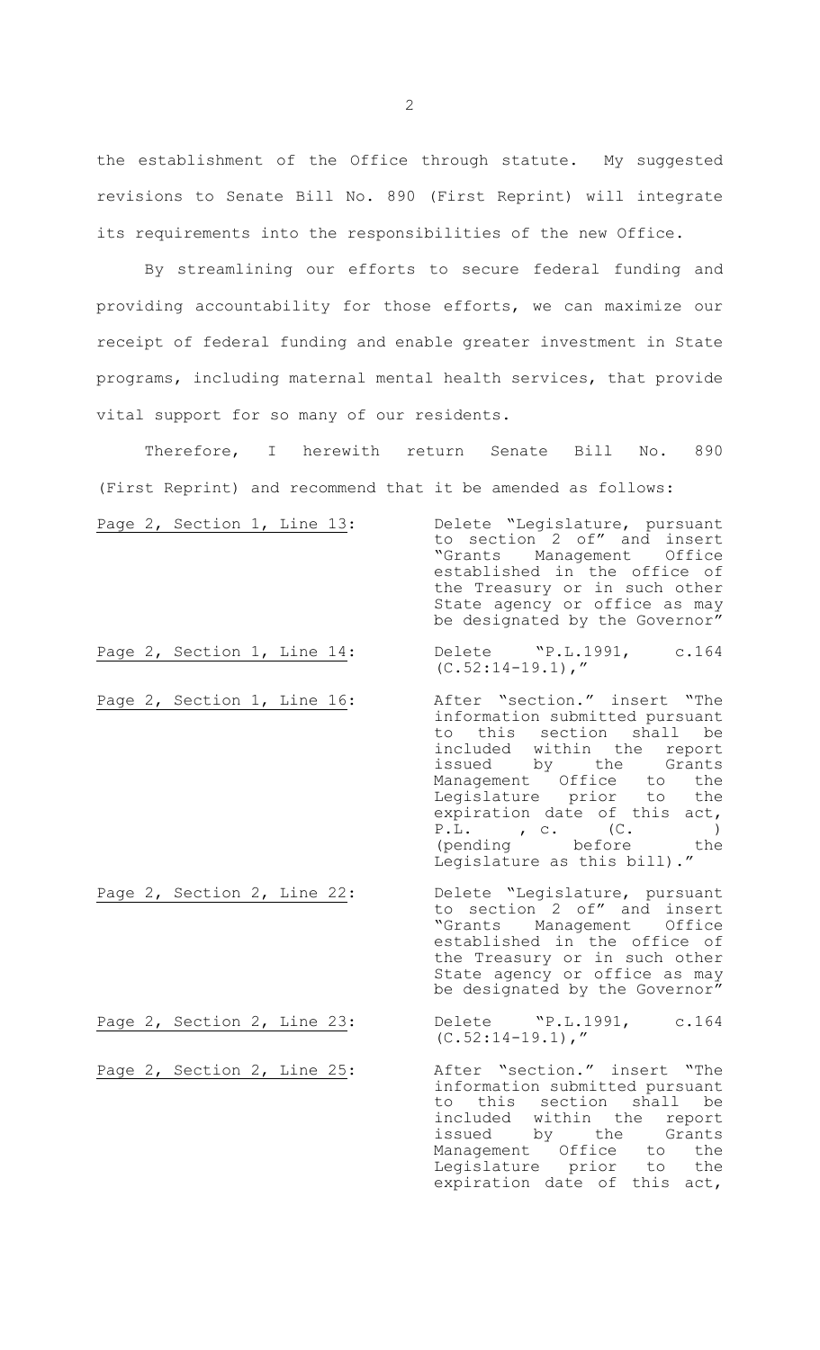the establishment of the Office through statute. My suggested revisions to Senate Bill No. 890 (First Reprint) will integrate its requirements into the responsibilities of the new Office.

By streamlining our efforts to secure federal funding and providing accountability for those efforts, we can maximize our receipt of federal funding and enable greater investment in State programs, including maternal mental health services, that provide vital support for so many of our residents.

Therefore, I herewith return Senate Bill No. 890 (First Reprint) and recommend that it be amended as follows:

| | |
|---|---|
| Page 2, Section 1, Line 13: | Delete "Legislature, pursuant to section 2 of" and insert "Grants Management Office established in the office of the Treasury or in such other State agency or office as may be designated by the Governor" |
| Page 2, Section 1, Line 14: | Delete "P.L.1991, c.164 (C.52:14-19.1)," |
| Page 2, Section 1, Line 16: | After "section." insert "The information submitted pursuant to this section shall be included within the report issued by the Grants Management Office to the Legislature prior to the expiration date of this act, P.L. , c. (C. ) (pending before the Legislature as this bill)." |
| Page 2, Section 2, Line 22: | Delete "Legislature, pursuant to section 2 of" and insert "Grants Management Office established in the office of the Treasury or in such other State agency or office as may be designated by the Governor" |
| Page 2, Section 2, Line 23: | Delete "P.L.1991, c.164 (C.52:14-19.1)," |
| Page 2, Section 2, Line 25: | After "section." insert "The information submitted pursuant to this section shall be included within the report issued by the Grants Management Office to the Legislature prior to the expiration date of this act, |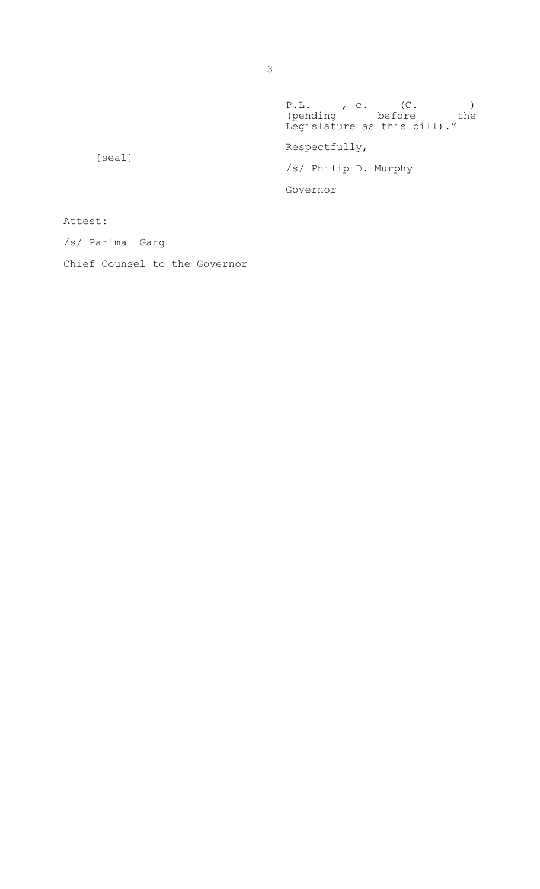P.L. , c. (C. ) (pending before the Legislature as this bill)."

[seal]

Respectfully,

/s/ Philip D. Murphy

Governor

Attest:

/s/ Parimal Garg

Chief Counsel to the Governor